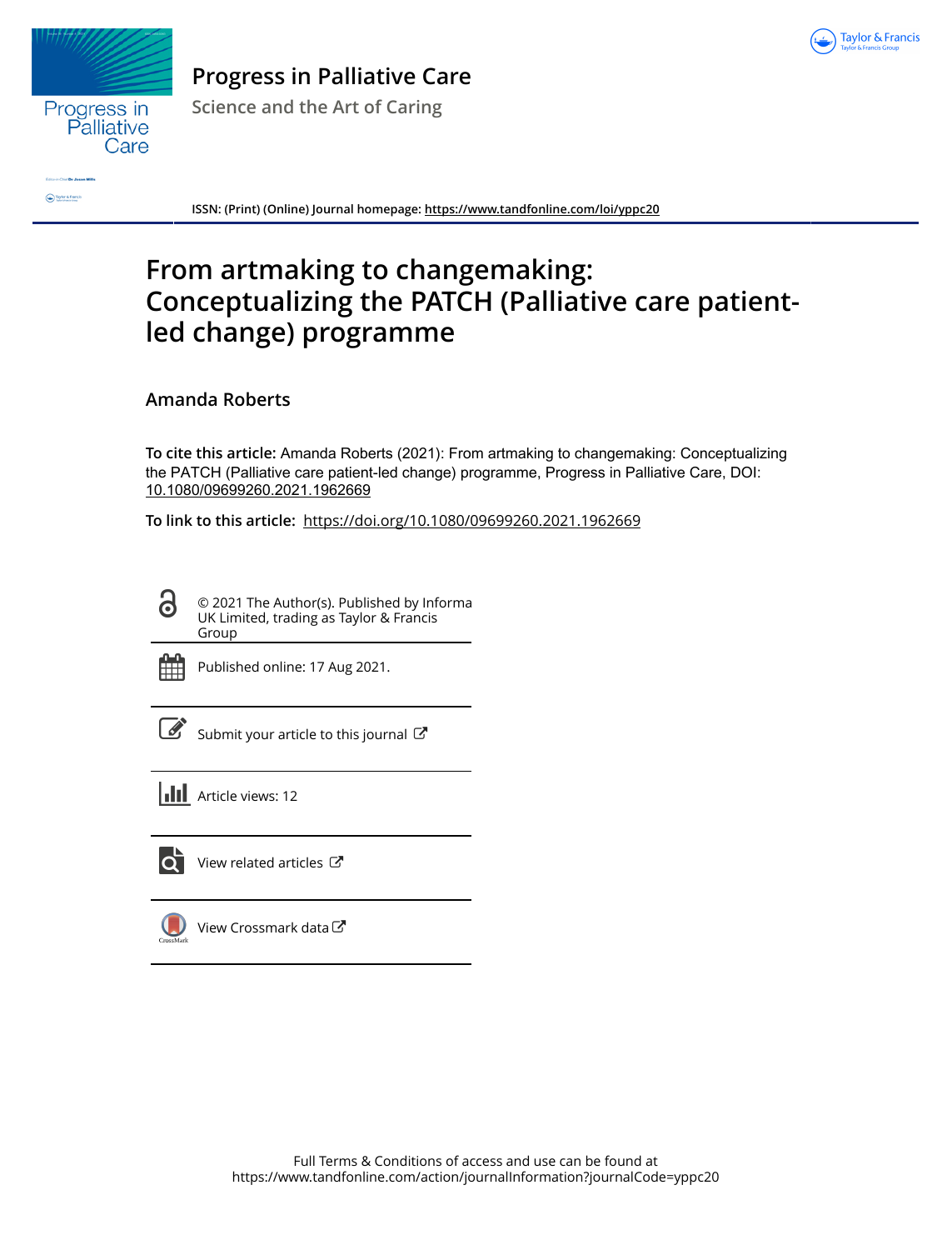# Progress in Palliative Care

## Science and the Art of Caring

**ISSN: (Print) (Online) Journal homepage:** https://www.tandfonline.com/loi/yppc20

# From artmaking to changemaking: Conceptualizing the PATCH (Palliative care patient-led change) programme

**Amanda Roberts**

**To cite this article:** Amanda Roberts (2021): From artmaking to changemaking: Conceptualizing the PATCH (Palliative care patient-led change) programme, Progress in Palliative Care, DOI: 10.1080/09699260.2021.1962669

**To link to this article:** https://doi.org/10.1080/09699260.2021.1962669

© 2021 The Author(s). Published by Informa UK Limited, trading as Taylor & Francis Group

Published online: 17 Aug 2021.

Submit your article to this journal

Article views: 12

View related articles

View Crossmark data

Full Terms & Conditions of access and use can be found at https://www.tandfonline.com/action/journalInformation?journalCode=yppc20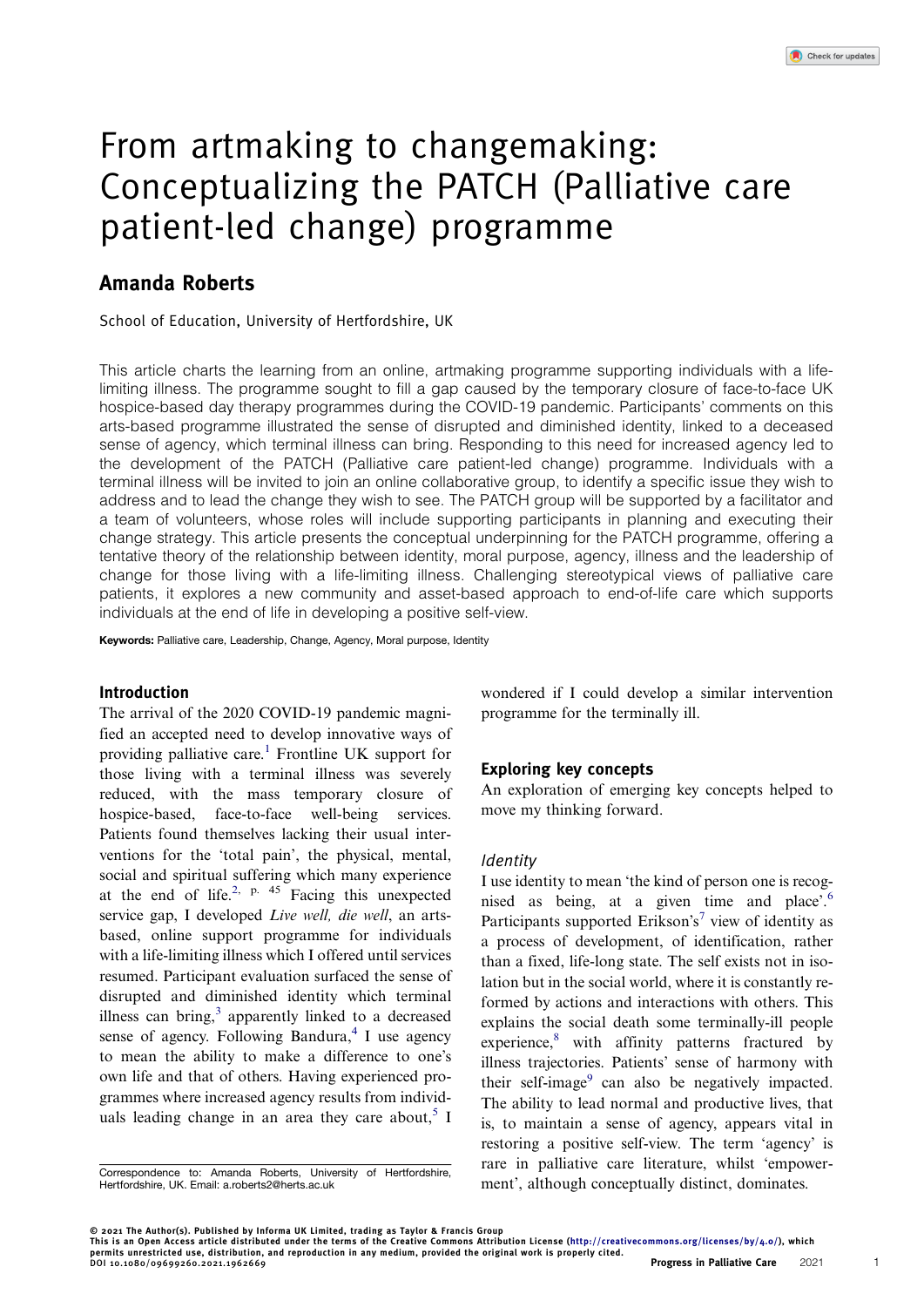# From artmaking to changemaking: Conceptualizing the PATCH (Palliative care patient-led change) programme

## Amanda Roberts

School of Education, University of Hertfordshire, UK

This article charts the learning from an online, artmaking programme supporting individuals with a life-limiting illness. The programme sought to fill a gap caused by the temporary closure of face-to-face UK hospice-based day therapy programmes during the COVID-19 pandemic. Participants' comments on this arts-based programme illustrated the sense of disrupted and diminished identity, linked to a deceased sense of agency, which terminal illness can bring. Responding to this need for increased agency led to the development of the PATCH (Palliative care patient-led change) programme. Individuals with a terminal illness will be invited to join an online collaborative group, to identify a specific issue they wish to address and to lead the change they wish to see. The PATCH group will be supported by a facilitator and a team of volunteers, whose roles will include supporting participants in planning and executing their change strategy. This article presents the conceptual underpinning for the PATCH programme, offering a tentative theory of the relationship between identity, moral purpose, agency, illness and the leadership of change for those living with a life-limiting illness. Challenging stereotypical views of palliative care patients, it explores a new community and asset-based approach to end-of-life care which supports individuals at the end of life in developing a positive self-view.

**Keywords:** Palliative care, Leadership, Change, Agency, Moral purpose, Identity

### Introduction

The arrival of the 2020 COVID-19 pandemic magnified an accepted need to develop innovative ways of providing palliative care.[1] Frontline UK support for those living with a terminal illness was severely reduced, with the mass temporary closure of hospice-based, face-to-face well-being services. Patients found themselves lacking their usual interventions for the 'total pain', the physical, mental, social and spiritual suffering which many experience at the end of life.[2, p. 45] Facing this unexpected service gap, I developed *Live well, die well*, an arts-based, online support programme for individuals with a life-limiting illness which I offered until services resumed. Participant evaluation surfaced the sense of disrupted and diminished identity which terminal illness can bring,[3] apparently linked to a decreased sense of agency. Following Bandura,[4] I use agency to mean the ability to make a difference to one's own life and that of others. Having experienced programmes where increased agency results from individuals leading change in an area they care about,[5] I wondered if I could develop a similar intervention programme for the terminally ill.

### Exploring key concepts

An exploration of emerging key concepts helped to move my thinking forward.

#### *Identity*

I use identity to mean 'the kind of person one is recognised as being, at a given time and place'.[6] Participants supported Erikson's[7] view of identity as a process of development, of identification, rather than a fixed, life-long state. The self exists not in isolation but in the social world, where it is constantly re-formed by actions and interactions with others. This explains the social death some terminally-ill people experience,[8] with affinity patterns fractured by illness trajectories. Patients' sense of harmony with their self-image[9] can also be negatively impacted. The ability to lead normal and productive lives, that is, to maintain a sense of agency, appears vital in restoring a positive self-view. The term 'agency' is rare in palliative care literature, whilst 'empowerment', although conceptually distinct, dominates.

Correspondence to: Amanda Roberts, University of Hertfordshire, Hertfordshire, UK. Email: a.roberts2@herts.ac.uk

© 2021 The Author(s). Published by Informa UK Limited, trading as Taylor & Francis Group
This is an Open Access article distributed under the terms of the Creative Commons Attribution License (http://creativecommons.org/licenses/by/4.0/), which permits unrestricted use, distribution, and reproduction in any medium, provided the original work is properly cited.
DOI 10.1080/09699260.2021.1962669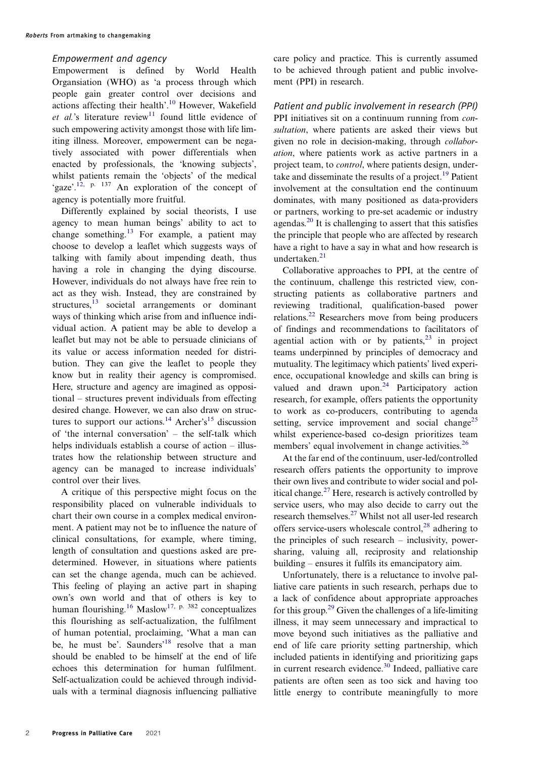### *Empowerment and agency*

Empowerment is defined by World Health Organisation (WHO) as 'a process through which people gain greater control over decisions and actions affecting their health'.[10] However, Wakefield *et al.*'s literature review[11] found little evidence of such empowering activity amongst those with life limiting illness. Moreover, empowerment can be negatively associated with power differentials when enacted by professionals, the 'knowing subjects', whilst patients remain the 'objects' of the medical 'gaze'.[12, p. 137] An exploration of the concept of agency is potentially more fruitful.

Differently explained by social theorists, I use agency to mean human beings' ability to act to change something.[13] For example, a patient may choose to develop a leaflet which suggests ways of talking with family about impending death, thus having a role in changing the dying discourse. However, individuals do not always have free rein to act as they wish. Instead, they are constrained by structures,[13] societal arrangements or dominant ways of thinking which arise from and influence individual action. A patient may be able to develop a leaflet but may not be able to persuade clinicians of its value or access information needed for distribution. They can give the leaflet to people they know but in reality their agency is compromised. Here, structure and agency are imagined as oppositional – structures prevent individuals from effecting desired change. However, we can also draw on structures to support our actions.[14] Archer's[15] discussion of 'the internal conversation' – the self-talk which helps individuals establish a course of action – illustrates how the relationship between structure and agency can be managed to increase individuals' control over their lives.

A critique of this perspective might focus on the responsibility placed on vulnerable individuals to chart their own course in a complex medical environment. A patient may not be to influence the nature of clinical consultations, for example, where timing, length of consultation and questions asked are predetermined. However, in situations where patients can set the change agenda, much can be achieved. This feeling of playing an active part in shaping own's own world and that of others is key to human flourishing.[16] Maslow[17, p. 382] conceptualizes this flourishing as self-actualization, the fulfilment of human potential, proclaiming, 'What a man can be, he must be'. Saunders'[18] resolve that a man should be enabled to be himself at the end of life echoes this determination for human fulfilment. Self-actualization could be achieved through individuals with a terminal diagnosis influencing palliative care policy and practice. This is currently assumed to be achieved through patient and public involvement (PPI) in research.

### *Patient and public involvement in research (PPI)*

PPI initiatives sit on a continuum running from *consultation*, where patients are asked their views but given no role in decision-making, through *collaboration*, where patients work as active partners in a project team, to *control*, where patients design, undertake and disseminate the results of a project.[19] Patient involvement at the consultation end the continuum dominates, with many positioned as data-providers or partners, working to pre-set academic or industry agendas.[20] It is challenging to assert that this satisfies the principle that people who are affected by research have a right to have a say in what and how research is undertaken.[21]

Collaborative approaches to PPI, at the centre of the continuum, challenge this restricted view, constructing patients as collaborative partners and reviewing traditional, qualification-based power relations.[22] Researchers move from being producers of findings and recommendations to facilitators of agential action with or by patients,[23] in project teams underpinned by principles of democracy and mutuality. The legitimacy which patients' lived experience, occupational knowledge and skills can bring is valued and drawn upon.[24] Participatory action research, for example, offers patients the opportunity to work as co-producers, contributing to agenda setting, service improvement and social change[25] whilst experience-based co-design prioritizes team members' equal involvement in change activities.[26]

At the far end of the continuum, user-led/controlled research offers patients the opportunity to improve their own lives and contribute to wider social and political change.[27] Here, research is actively controlled by service users, who may also decide to carry out the research themselves.[27] Whilst not all user-led research offers service-users wholescale control,[28] adhering to the principles of such research – inclusivity, power-sharing, valuing all, reciprosity and relationship building – ensures it fulfils its emancipatory aim.

Unfortunately, there is a reluctance to involve palliative care patients in such research, perhaps due to a lack of confidence about appropriate approaches for this group.[29] Given the challenges of a life-limiting illness, it may seem unnecessary and impractical to move beyond such initiatives as the palliative and end of life care priority setting partnership, which included patients in identifying and prioritizing gaps in current research evidence.[30] Indeed, palliative care patients are often seen as too sick and having too little energy to contribute meaningfully to more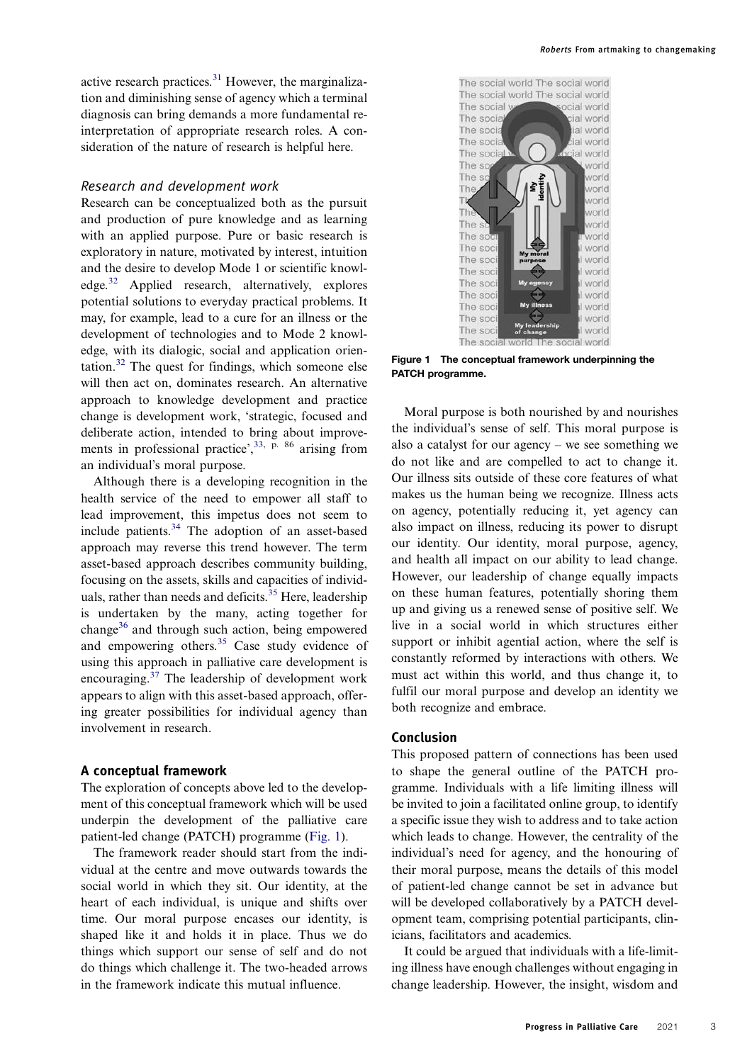active research practices.[31] However, the marginalization and diminishing sense of agency which a terminal diagnosis can bring demands a more fundamental re-interpretation of appropriate research roles. A consideration of the nature of research is helpful here.

### *Research and development work*

Research can be conceptualized both as the pursuit and production of pure knowledge and as learning with an applied purpose. Pure or basic research is exploratory in nature, motivated by interest, intuition and the desire to develop Mode 1 or scientific knowledge.[32] Applied research, alternatively, explores potential solutions to everyday practical problems. It may, for example, lead to a cure for an illness or the development of technologies and to Mode 2 knowledge, with its dialogic, social and application orientation.[32] The quest for findings, which someone else will then act on, dominates research. An alternative approach to knowledge development and practice change is development work, 'strategic, focused and deliberate action, intended to bring about improvements in professional practice',[33, p. 86] arising from an individual's moral purpose.

Although there is a developing recognition in the health service of the need to empower all staff to lead improvement, this impetus does not seem to include patients.[34] The adoption of an asset-based approach may reverse this trend however. The term asset-based approach describes community building, focusing on the assets, skills and capacities of individuals, rather than needs and deficits.[35] Here, leadership is undertaken by the many, acting together for change[36] and through such action, being empowered and empowering others.[35] Case study evidence of using this approach in palliative care development is encouraging.[37] The leadership of development work appears to align with this asset-based approach, offering greater possibilities for individual agency than involvement in research.

## A conceptual framework

The exploration of concepts above led to the development of this conceptual framework which will be used underpin the development of the palliative care patient-led change (PATCH) programme (Fig. 1).

The framework reader should start from the individual at the centre and move outwards towards the social world in which they sit. Our identity, at the heart of each individual, is unique and shifts over time. Our moral purpose encases our identity, is shaped like it and holds it in place. Thus we do things which support our sense of self and do not do things which challenge it. The two-headed arrows in the framework indicate this mutual influence.

**Figure 1 The conceptual framework underpinning the PATCH programme.**

Moral purpose is both nourished by and nourishes the individual's sense of self. This moral purpose is also a catalyst for our agency – we see something we do not like and are compelled to act to change it. Our illness sits outside of these core features of what makes us the human being we recognize. Illness acts on agency, potentially reducing it, yet agency can also impact on illness, reducing its power to disrupt our identity. Our identity, moral purpose, agency, and health all impact on our ability to lead change. However, our leadership of change equally impacts on these human features, potentially shoring them up and giving us a renewed sense of positive self. We live in a social world in which structures either support or inhibit agential action, where the self is constantly reformed by interactions with others. We must act within this world, and thus change it, to fulfil our moral purpose and develop an identity we both recognize and embrace.

## Conclusion

This proposed pattern of connections has been used to shape the general outline of the PATCH programme. Individuals with a life limiting illness will be invited to join a facilitated online group, to identify a specific issue they wish to address and to take action which leads to change. However, the centrality of the individual's need for agency, and the honouring of their moral purpose, means the details of this model of patient-led change cannot be set in advance but will be developed collaboratively by a PATCH development team, comprising potential participants, clinicians, facilitators and academics.

It could be argued that individuals with a life-limiting illness have enough challenges without engaging in change leadership. However, the insight, wisdom and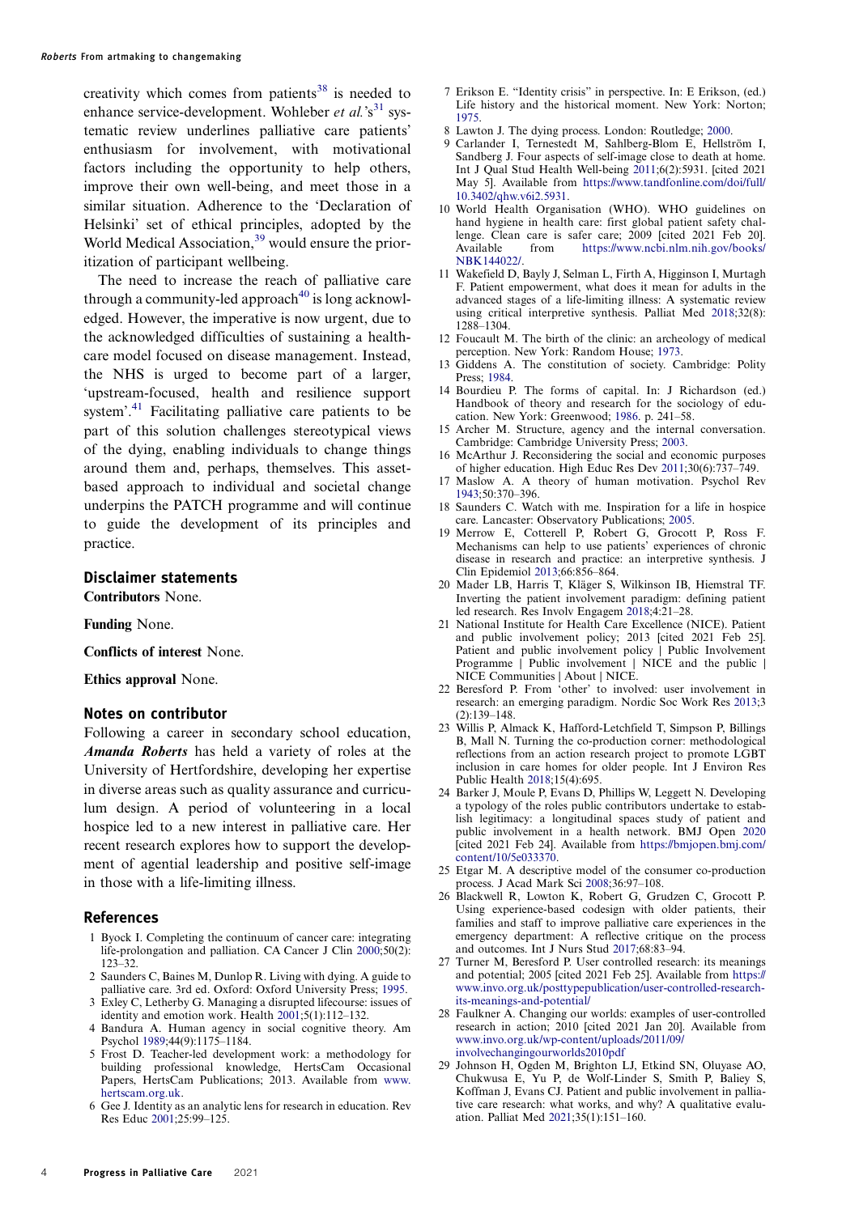creativity which comes from patients[38] is needed to enhance service-development. Wohleber *et al.*'s[31] systematic review underlines palliative care patients' enthusiasm for involvement, with motivational factors including the opportunity to help others, improve their own well-being, and meet those in a similar situation. Adherence to the 'Declaration of Helsinki' set of ethical principles, adopted by the World Medical Association,[39] would ensure the prioritization of participant wellbeing.

The need to increase the reach of palliative care through a community-led approach[40] is long acknowledged. However, the imperative is now urgent, due to the acknowledged difficulties of sustaining a healthcare model focused on disease management. Instead, the NHS is urged to become part of a larger, 'upstream-focused, health and resilience support system'.[41] Facilitating palliative care patients to be part of this solution challenges stereotypical views of the dying, enabling individuals to change things around them and, perhaps, themselves. This asset-based approach to individual and societal change underpins the PATCH programme and will continue to guide the development of its principles and practice.

## Disclaimer statements

**Contributors** None.

**Funding** None.

**Conflicts of interest** None.

**Ethics approval** None.

## Notes on contributor

Following a career in secondary school education, ***Amanda Roberts*** has held a variety of roles at the University of Hertfordshire, developing her expertise in diverse areas such as quality assurance and curriculum design. A period of volunteering in a local hospice led to a new interest in palliative care. Her recent research explores how to support the development of agential leadership and positive self-image in those with a life-limiting illness.

## References

1. Byock I. Completing the continuum of cancer care: integrating life-prolongation and palliation. CA Cancer J Clin 2000;50(2): 123–32.
2. Saunders C, Baines M, Dunlop R. Living with dying. A guide to palliative care. 3rd ed. Oxford: Oxford University Press; 1995.
3. Exley C, Letherby G. Managing a disrupted lifecourse: issues of identity and emotion work. Health 2001;5(1):112–132.
4. Bandura A. Human agency in social cognitive theory. Am Psychol 1989;44(9):1175–1184.
5. Frost D. Teacher-led development work: a methodology for building professional knowledge, HertsCam Occasional Papers, HertsCam Publications; 2013. Available from www.hertscam.org.uk.
6. Gee J. Identity as an analytic lens for research in education. Rev Res Educ 2001;25:99–125.
7. Erikson E. "Identity crisis" in perspective. In: E Erikson, (ed.) Life history and the historical moment. New York: Norton; 1975.
8. Lawton J. The dying process. London: Routledge; 2000.
9. Carlander I, Ternestedt M, Sahlberg-Blom E, Hellström I, Sandberg J. Four aspects of self-image close to death at home. Int J Qual Stud Health Well-being 2011;6(2):5931. [cited 2021 May 5]. Available from https://www.tandfonline.com/doi/full/10.3402/qhw.v6i2.5931.
10. World Health Organisation (WHO). WHO guidelines on hand hygiene in health care: first global patient safety challenge. Clean care is safer care; 2009 [cited 2021 Feb 20]. Available from https://www.ncbi.nlm.nih.gov/books/NBK144022/.
11. Wakefield D, Bayly J, Selman L, Firth A, Higginson I, Murtagh F. Patient empowerment, what does it mean for adults in the advanced stages of a life-limiting illness: A systematic review using critical interpretive synthesis. Palliat Med 2018;32(8): 1288–1304.
12. Foucault M. The birth of the clinic: an archeology of medical perception. New York: Random House; 1973.
13. Giddens A. The constitution of society. Cambridge: Polity Press; 1984.
14. Bourdieu P. The forms of capital. In: J Richardson (ed.) Handbook of theory and research for the sociology of education. New York: Greenwood; 1986. p. 241–58.
15. Archer M. Structure, agency and the internal conversation. Cambridge: Cambridge University Press; 2003.
16. McArthur J. Reconsidering the social and economic purposes of higher education. High Educ Res Dev 2011;30(6):737–749.
17. Maslow A. A theory of human motivation. Psychol Rev 1943;50:370–396.
18. Saunders C. Watch with me. Inspiration for a life in hospice care. Lancaster: Observatory Publications; 2005.
19. Merrow E, Cotterell P, Robert G, Grocott P, Ross F. Mechanisms can help to use patients' experiences of chronic disease in research and practice: an interpretive synthesis. J Clin Epidemiol 2013;66:856–864.
20. Mader LB, Harris T, Kläger S, Wilkinson IB, Hiemstral TF. Inverting the patient involvement paradigm: defining patient led research. Res Involv Engagem 2018;4:21–28.
21. National Institute for Health Care Excellence (NICE). Patient and public involvement policy; 2013 [cited 2021 Feb 25]. Patient and public involvement policy | Public Involvement Programme | Public involvement | NICE and the public | NICE Communities | About | NICE.
22. Beresford P. From 'other' to involved: user involvement in research: an emerging paradigm. Nordic Soc Work Res 2013;3 (2):139–148.
23. Willis P, Almack K, Hafford-Letchfield T, Simpson P, Billings B, Mall N. Turning the co-production corner: methodological reflections from an action research project to promote LGBT inclusion in care homes for older people. Int J Environ Res Public Health 2018;15(4):695.
24. Barker J, Moule P, Evans D, Phillips W, Leggett N. Developing a typology of the roles public contributors undertake to establish legitimacy: a longitudinal spaces study of patient and public involvement in a health network. BMJ Open 2020 [cited 2021 Feb 24]. Available from https://bmjopen.bmj.com/content/10/5e033370.
25. Etgar M. A descriptive model of the consumer co-production process. J Acad Mark Sci 2008;36:97–108.
26. Blackwell R, Lowton K, Robert G, Grudzen C, Grocott P. Using experience-based codesign with older patients, their families and staff to improve palliative care experiences in the emergency department: A reflective critique on the process and outcomes. Int J Nurs Stud 2017;68:83–94.
27. Turner M, Beresford P. User controlled research: its meanings and potential; 2005 [cited 2021 Feb 25]. Available from https://www.invo.org.uk/posttypepublication/user-controlled-research-its-meanings-and-potential/
28. Faulkner A. Changing our worlds: examples of user-controlled research in action; 2010 [cited 2021 Jan 20]. Available from www.invo.org.uk/wp-content/uploads/2011/09/involvechangingourworlds2010pdf
29. Johnson H, Ogden M, Brighton LJ, Etkind SN, Oluyase AO, Chukwusa E, Yu P, de Wolf-Linder S, Smith P, Baliey S, Koffman J, Evans CJ. Patient and public involvement in palliative care research: what works, and why? A qualitative evaluation. Palliat Med 2021;35(1):151–160.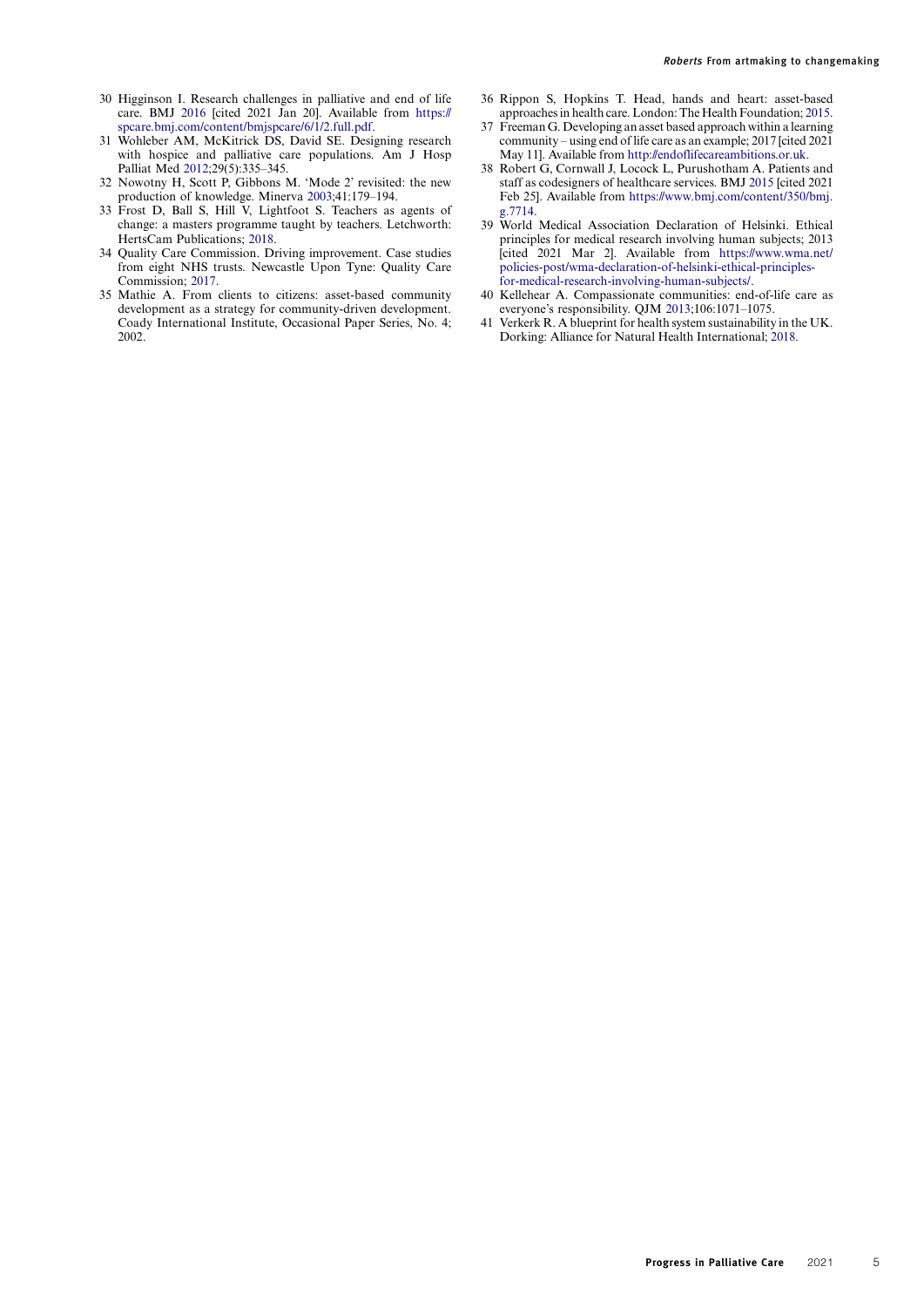30 Higginson I. Research challenges in palliative and end of life care. BMJ 2016 [cited 2021 Jan 20]. Available from https://spcare.bmj.com/content/bmjspcare/6/1/2.full.pdf.

31 Wohleber AM, McKitrick DS, David SE. Designing research with hospice and palliative care populations. Am J Hosp Palliat Med 2012;29(5):335–345.

32 Nowotny H, Scott P, Gibbons M. 'Mode 2' revisited: the new production of knowledge. Minerva 2003;41:179–194.

33 Frost D, Ball S, Hill V, Lightfoot S. Teachers as agents of change: a masters programme taught by teachers. Letchworth: HertsCam Publications; 2018.

34 Quality Care Commission. Driving improvement. Case studies from eight NHS trusts. Newcastle Upon Tyne: Quality Care Commission; 2017.

35 Mathie A. From clients to citizens: asset-based community development as a strategy for community-driven development. Coady International Institute, Occasional Paper Series, No. 4; 2002.

36 Rippon S, Hopkins T. Head, hands and heart: asset-based approaches in health care. London: The Health Foundation; 2015.

37 Freeman G. Developing an asset based approach within a learning community – using end of life care as an example; 2017 [cited 2021 May 11]. Available from http://endoflifecareambitions.or.uk.

38 Robert G, Cornwall J, Locock L, Purushotham A. Patients and staff as codesigners of healthcare services. BMJ 2015 [cited 2021 Feb 25]. Available from https://www.bmj.com/content/350/bmj.g.7714.

39 World Medical Association Declaration of Helsinki. Ethical principles for medical research involving human subjects; 2013 [cited 2021 Mar 2]. Available from https://www.wma.net/policies-post/wma-declaration-of-helsinki-ethical-principles-for-medical-research-involving-human-subjects/.

40 Kellehear A. Compassionate communities: end-of-life care as everyone's responsibility. QJM 2013;106:1071–1075.

41 Verkerk R. A blueprint for health system sustainability in the UK. Dorking: Alliance for Natural Health International; 2018.